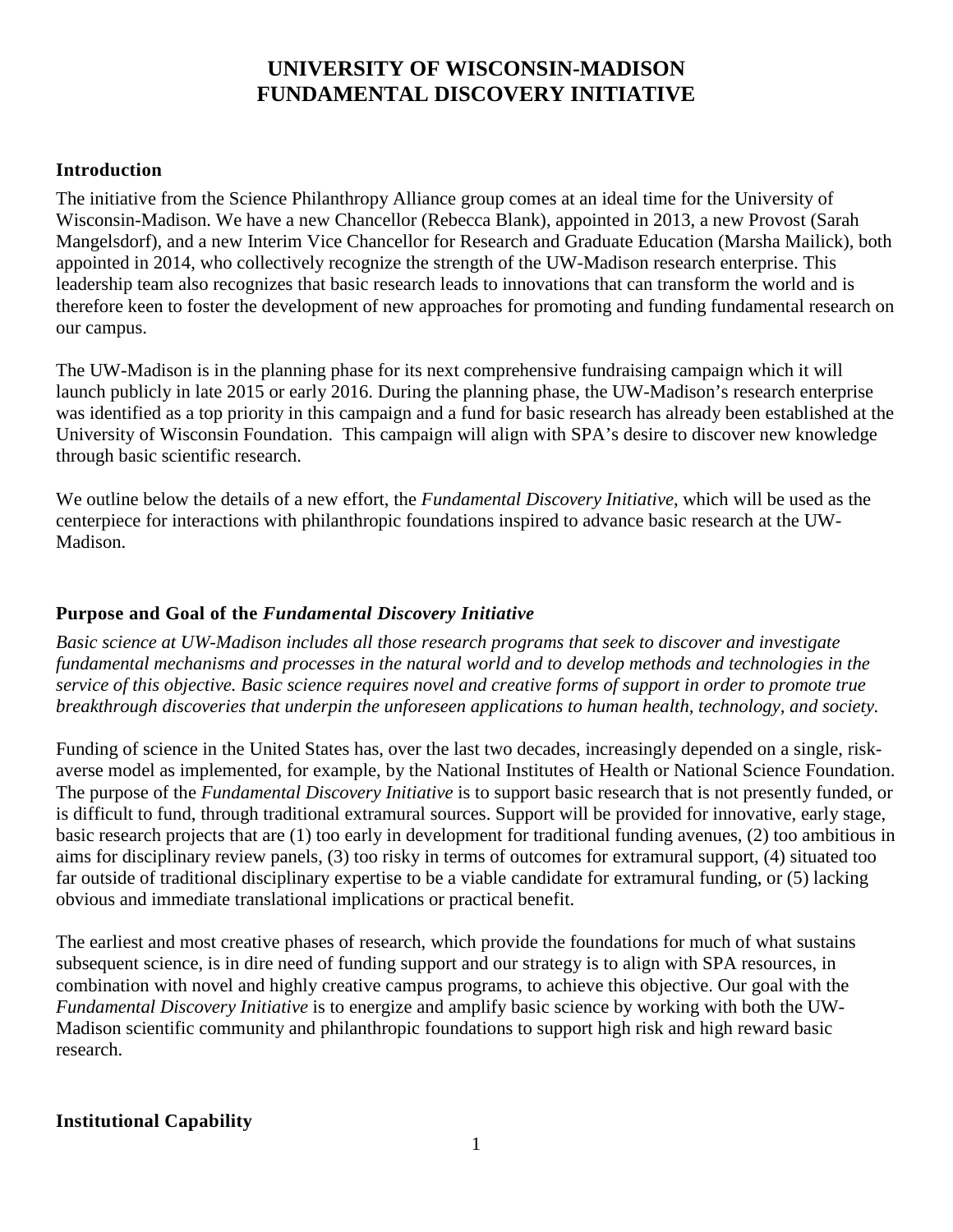# UNIVERSITY OF WISCONSIN-MADISON
# FUNDAMENTAL DISCOVERY INITIATIVE

## Introduction

The initiative from the Science Philanthropy Alliance group comes at an ideal time for the University of Wisconsin-Madison. We have a new Chancellor (Rebecca Blank), appointed in 2013, a new Provost (Sarah Mangelsdorf), and a new Interim Vice Chancellor for Research and Graduate Education (Marsha Mailick), both appointed in 2014, who collectively recognize the strength of the UW-Madison research enterprise. This leadership team also recognizes that basic research leads to innovations that can transform the world and is therefore keen to foster the development of new approaches for promoting and funding fundamental research on our campus.

The UW-Madison is in the planning phase for its next comprehensive fundraising campaign which it will launch publicly in late 2015 or early 2016. During the planning phase, the UW-Madison's research enterprise was identified as a top priority in this campaign and a fund for basic research has already been established at the University of Wisconsin Foundation. This campaign will align with SPA's desire to discover new knowledge through basic scientific research.

We outline below the details of a new effort, the *Fundamental Discovery Initiative*, which will be used as the centerpiece for interactions with philanthropic foundations inspired to advance basic research at the UW-Madison.

## Purpose and Goal of the *Fundamental Discovery Initiative*

*Basic science at UW-Madison includes all those research programs that seek to discover and investigate fundamental mechanisms and processes in the natural world and to develop methods and technologies in the service of this objective. Basic science requires novel and creative forms of support in order to promote true breakthrough discoveries that underpin the unforeseen applications to human health, technology, and society.*

Funding of science in the United States has, over the last two decades, increasingly depended on a single, risk-averse model as implemented, for example, by the National Institutes of Health or National Science Foundation. The purpose of the *Fundamental Discovery Initiative* is to support basic research that is not presently funded, or is difficult to fund, through traditional extramural sources. Support will be provided for innovative, early stage, basic research projects that are (1) too early in development for traditional funding avenues, (2) too ambitious in aims for disciplinary review panels, (3) too risky in terms of outcomes for extramural support, (4) situated too far outside of traditional disciplinary expertise to be a viable candidate for extramural funding, or (5) lacking obvious and immediate translational implications or practical benefit.

The earliest and most creative phases of research, which provide the foundations for much of what sustains subsequent science, is in dire need of funding support and our strategy is to align with SPA resources, in combination with novel and highly creative campus programs, to achieve this objective. Our goal with the *Fundamental Discovery Initiative* is to energize and amplify basic science by working with both the UW-Madison scientific community and philanthropic foundations to support high risk and high reward basic research.

## Institutional Capability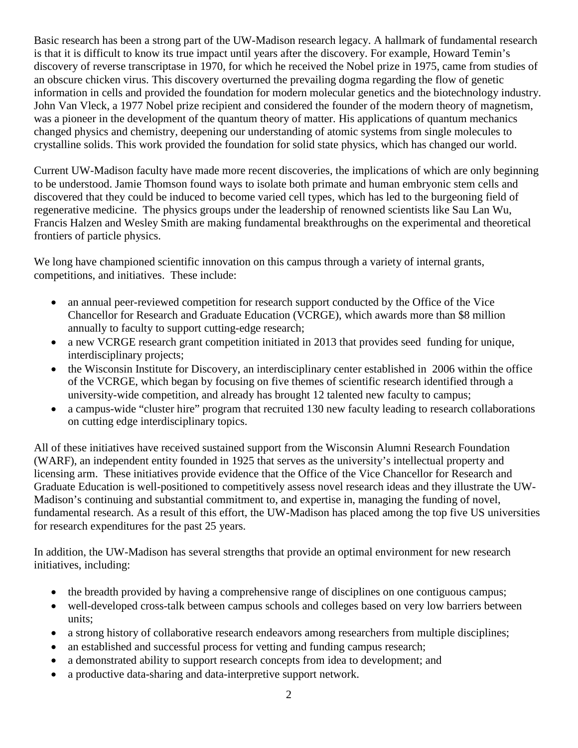Basic research has been a strong part of the UW-Madison research legacy. A hallmark of fundamental research is that it is difficult to know its true impact until years after the discovery. For example, Howard Temin's discovery of reverse transcriptase in 1970, for which he received the Nobel prize in 1975, came from studies of an obscure chicken virus. This discovery overturned the prevailing dogma regarding the flow of genetic information in cells and provided the foundation for modern molecular genetics and the biotechnology industry. John Van Vleck, a 1977 Nobel prize recipient and considered the founder of the modern theory of magnetism, was a pioneer in the development of the quantum theory of matter. His applications of quantum mechanics changed physics and chemistry, deepening our understanding of atomic systems from single molecules to crystalline solids. This work provided the foundation for solid state physics, which has changed our world.

Current UW-Madison faculty have made more recent discoveries, the implications of which are only beginning to be understood. Jamie Thomson found ways to isolate both primate and human embryonic stem cells and discovered that they could be induced to become varied cell types, which has led to the burgeoning field of regenerative medicine. The physics groups under the leadership of renowned scientists like Sau Lan Wu, Francis Halzen and Wesley Smith are making fundamental breakthroughs on the experimental and theoretical frontiers of particle physics.

We long have championed scientific innovation on this campus through a variety of internal grants, competitions, and initiatives. These include:

- an annual peer-reviewed competition for research support conducted by the Office of the Vice Chancellor for Research and Graduate Education (VCRGE), which awards more than $8 million annually to faculty to support cutting-edge research;
- a new VCRGE research grant competition initiated in 2013 that provides seed funding for unique, interdisciplinary projects;
- the Wisconsin Institute for Discovery, an interdisciplinary center established in 2006 within the office of the VCRGE, which began by focusing on five themes of scientific research identified through a university-wide competition, and already has brought 12 talented new faculty to campus;
- a campus-wide "cluster hire" program that recruited 130 new faculty leading to research collaborations on cutting edge interdisciplinary topics.

All of these initiatives have received sustained support from the Wisconsin Alumni Research Foundation (WARF), an independent entity founded in 1925 that serves as the university's intellectual property and licensing arm. These initiatives provide evidence that the Office of the Vice Chancellor for Research and Graduate Education is well-positioned to competitively assess novel research ideas and they illustrate the UW-Madison's continuing and substantial commitment to, and expertise in, managing the funding of novel, fundamental research. As a result of this effort, the UW-Madison has placed among the top five US universities for research expenditures for the past 25 years.

In addition, the UW-Madison has several strengths that provide an optimal environment for new research initiatives, including:

- the breadth provided by having a comprehensive range of disciplines on one contiguous campus;
- well-developed cross-talk between campus schools and colleges based on very low barriers between units;
- a strong history of collaborative research endeavors among researchers from multiple disciplines;
- an established and successful process for vetting and funding campus research;
- a demonstrated ability to support research concepts from idea to development; and
- a productive data-sharing and data-interpretive support network.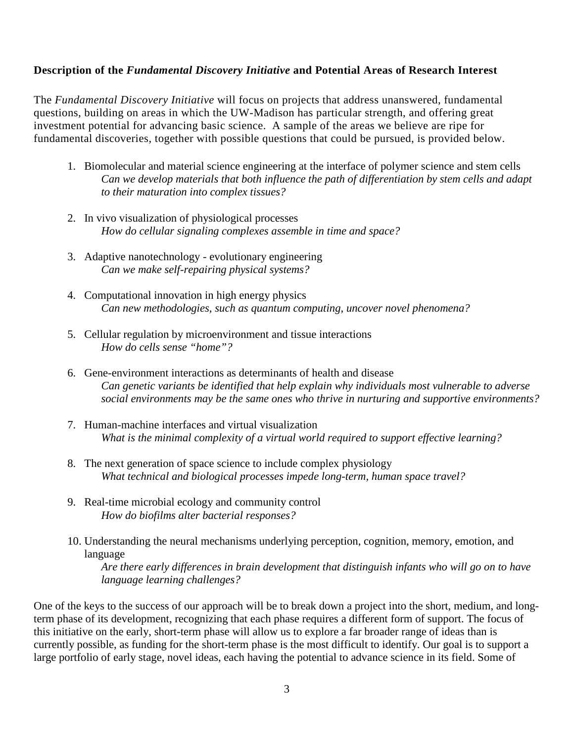**Description of the *Fundamental Discovery Initiative* and Potential Areas of Research Interest**

The *Fundamental Discovery Initiative* will focus on projects that address unanswered, fundamental questions, building on areas in which the UW-Madison has particular strength, and offering great investment potential for advancing basic science. A sample of the areas we believe are ripe for fundamental discoveries, together with possible questions that could be pursued, is provided below.

1. Biomolecular and material science engineering at the interface of polymer science and stem cells
   *Can we develop materials that both influence the path of differentiation by stem cells and adapt to their maturation into complex tissues?*

2. In vivo visualization of physiological processes
   *How do cellular signaling complexes assemble in time and space?*

3. Adaptive nanotechnology - evolutionary engineering
   *Can we make self-repairing physical systems?*

4. Computational innovation in high energy physics
   *Can new methodologies, such as quantum computing, uncover novel phenomena?*

5. Cellular regulation by microenvironment and tissue interactions
   *How do cells sense "home"?*

6. Gene-environment interactions as determinants of health and disease
   *Can genetic variants be identified that help explain why individuals most vulnerable to adverse social environments may be the same ones who thrive in nurturing and supportive environments?*

7. Human-machine interfaces and virtual visualization
   *What is the minimal complexity of a virtual world required to support effective learning?*

8. The next generation of space science to include complex physiology
   *What technical and biological processes impede long-term, human space travel?*

9. Real-time microbial ecology and community control
   *How do biofilms alter bacterial responses?*

10. Understanding the neural mechanisms underlying perception, cognition, memory, emotion, and language
    *Are there early differences in brain development that distinguish infants who will go on to have language learning challenges?*

One of the keys to the success of our approach will be to break down a project into the short, medium, and long-term phase of its development, recognizing that each phase requires a different form of support. The focus of this initiative on the early, short-term phase will allow us to explore a far broader range of ideas than is currently possible, as funding for the short-term phase is the most difficult to identify. Our goal is to support a large portfolio of early stage, novel ideas, each having the potential to advance science in its field. Some of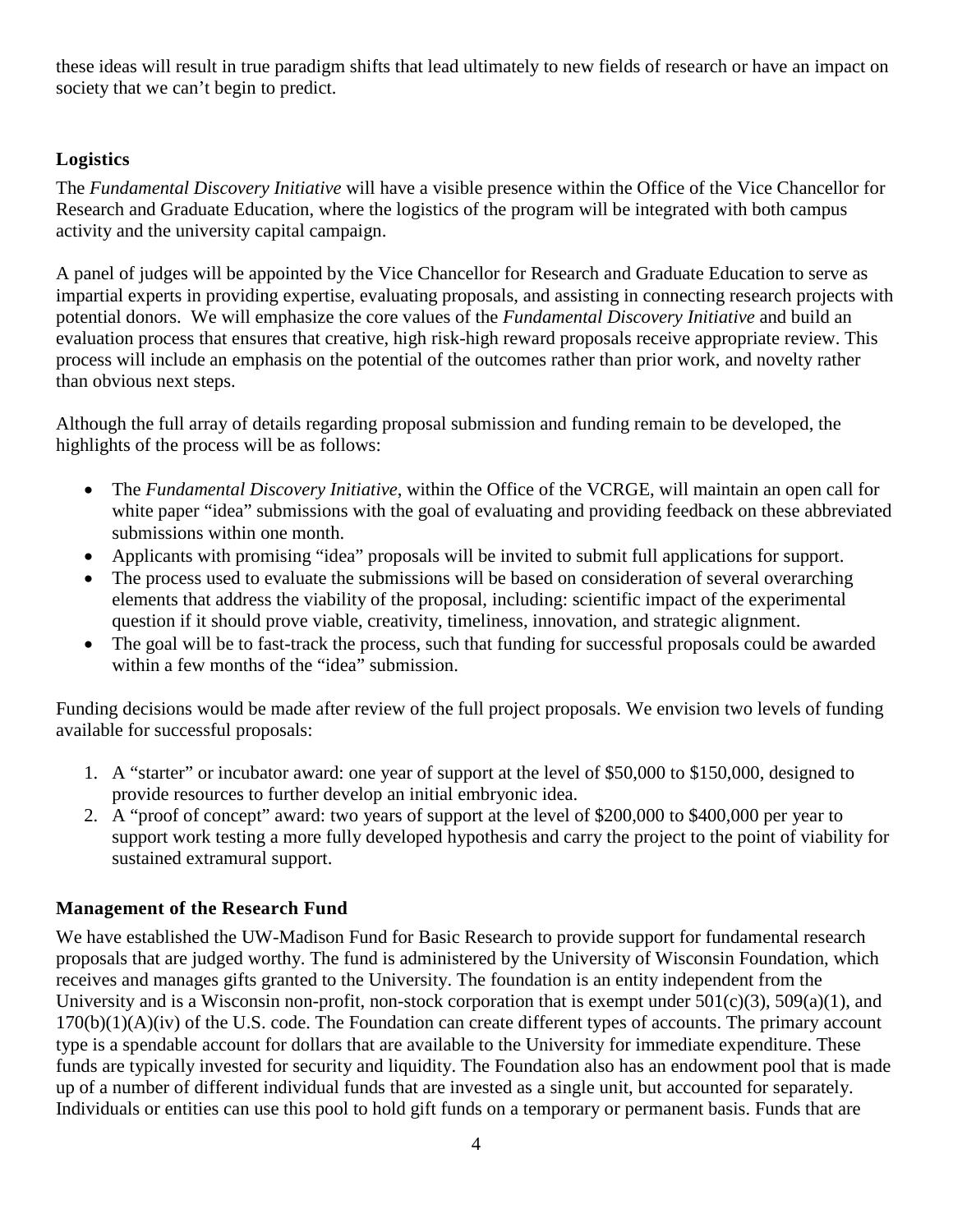these ideas will result in true paradigm shifts that lead ultimately to new fields of research or have an impact on society that we can't begin to predict.

## Logistics

The *Fundamental Discovery Initiative* will have a visible presence within the Office of the Vice Chancellor for Research and Graduate Education, where the logistics of the program will be integrated with both campus activity and the university capital campaign.

A panel of judges will be appointed by the Vice Chancellor for Research and Graduate Education to serve as impartial experts in providing expertise, evaluating proposals, and assisting in connecting research projects with potential donors. We will emphasize the core values of the *Fundamental Discovery Initiative* and build an evaluation process that ensures that creative, high risk-high reward proposals receive appropriate review. This process will include an emphasis on the potential of the outcomes rather than prior work, and novelty rather than obvious next steps.

Although the full array of details regarding proposal submission and funding remain to be developed, the highlights of the process will be as follows:

- The *Fundamental Discovery Initiative*, within the Office of the VCRGE, will maintain an open call for white paper "idea" submissions with the goal of evaluating and providing feedback on these abbreviated submissions within one month.
- Applicants with promising "idea" proposals will be invited to submit full applications for support.
- The process used to evaluate the submissions will be based on consideration of several overarching elements that address the viability of the proposal, including: scientific impact of the experimental question if it should prove viable, creativity, timeliness, innovation, and strategic alignment.
- The goal will be to fast-track the process, such that funding for successful proposals could be awarded within a few months of the "idea" submission.

Funding decisions would be made after review of the full project proposals. We envision two levels of funding available for successful proposals:

1. A "starter" or incubator award: one year of support at the level of $50,000 to $150,000, designed to provide resources to further develop an initial embryonic idea.
2. A "proof of concept" award: two years of support at the level of $200,000 to $400,000 per year to support work testing a more fully developed hypothesis and carry the project to the point of viability for sustained extramural support.

## Management of the Research Fund

We have established the UW-Madison Fund for Basic Research to provide support for fundamental research proposals that are judged worthy. The fund is administered by the University of Wisconsin Foundation, which receives and manages gifts granted to the University. The foundation is an entity independent from the University and is a Wisconsin non-profit, non-stock corporation that is exempt under 501(c)(3), 509(a)(1), and 170(b)(1)(A)(iv) of the U.S. code. The Foundation can create different types of accounts. The primary account type is a spendable account for dollars that are available to the University for immediate expenditure. These funds are typically invested for security and liquidity. The Foundation also has an endowment pool that is made up of a number of different individual funds that are invested as a single unit, but accounted for separately. Individuals or entities can use this pool to hold gift funds on a temporary or permanent basis. Funds that are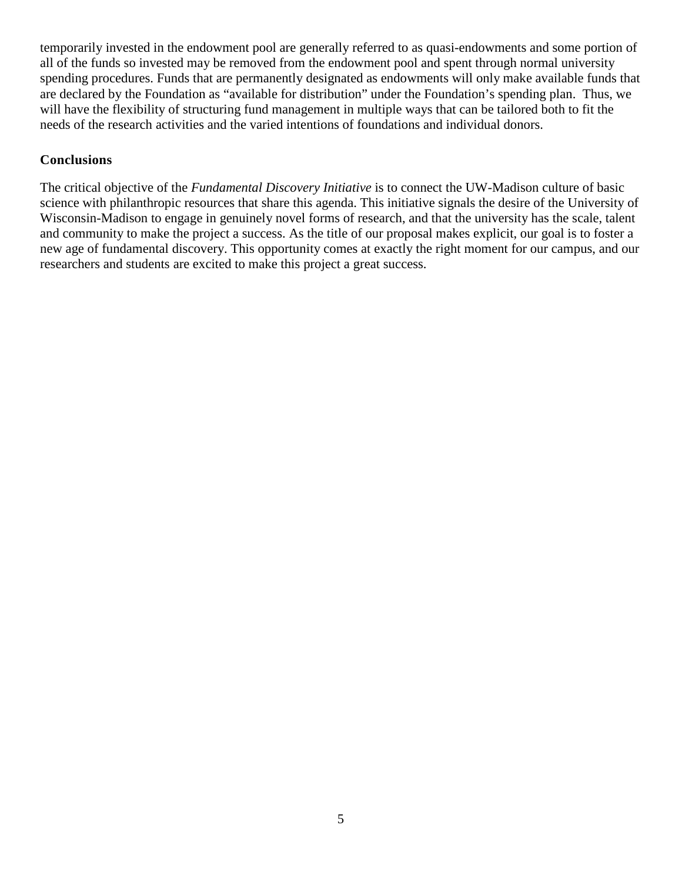temporarily invested in the endowment pool are generally referred to as quasi-endowments and some portion of all of the funds so invested may be removed from the endowment pool and spent through normal university spending procedures. Funds that are permanently designated as endowments will only make available funds that are declared by the Foundation as "available for distribution" under the Foundation's spending plan. Thus, we will have the flexibility of structuring fund management in multiple ways that can be tailored both to fit the needs of the research activities and the varied intentions of foundations and individual donors.

**Conclusions**

The critical objective of the *Fundamental Discovery Initiative* is to connect the UW-Madison culture of basic science with philanthropic resources that share this agenda. This initiative signals the desire of the University of Wisconsin-Madison to engage in genuinely novel forms of research, and that the university has the scale, talent and community to make the project a success. As the title of our proposal makes explicit, our goal is to foster a new age of fundamental discovery. This opportunity comes at exactly the right moment for our campus, and our researchers and students are excited to make this project a great success.